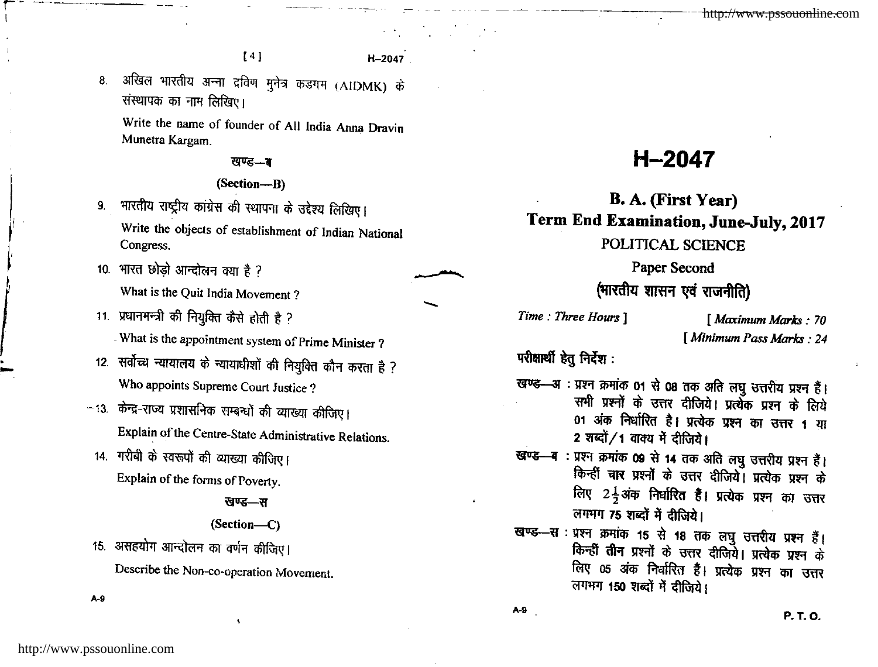8. अखिल भारतीय अन्ना द्रविण मुनेत्र कड़गम (AIDMK) के संस्थापक का नाम लिखिए।

   Write the name of founder of All India Anna Dravin Munetra Kargam.

### खण्ड—ब

### (Section—B)

9. भारतीय राष्ट्रीय कांग्रेस की स्थापना के उद्देश्य लिखिए।

   Write the objects of establishment of Indian National Congress.

10. भारत छोड़ो आन्दोलन क्या है ?

    What is the Quit India Movement ?

11. प्रधानमन्त्री की नियुक्ति कैसे होती है ?

    What is the appointment system of Prime Minister ?

12. सर्वोच्च न्यायालय के न्यायाधीशों की नियुक्ति कौन करता है ?

    Who appoints Supreme Court Justice ?

13. केन्द्र-राज्य प्रशासनिक सम्बन्धों की व्याख्या कीजिए।

    Explain of the Centre-State Administrative Relations.

14. गरीबी के स्वरूपों की व्याख्या कीजिए।

    Explain of the forms of Poverty.

### खण्ड—स

### (Section—C)

15. असहयोग आन्दोलन का वर्णन कीजिए।

    Describe the Non-co-operation Movement.

A-9

# H–2047

## B. A. (First Year)

## Term End Examination, June-July, 2017

## POLITICAL SCIENCE

### Paper Second

### (भारतीय शासन एवं राजनीति)

*Time : Three Hours* ] [ *Maximum Marks : 70*

[ *Minimum Pass Marks : 24*

**परीक्षार्थी हेतु निर्देश :**

**खण्ड—अ** : प्रश्न क्रमांक 01 से 08 तक अति लघु उत्तरीय प्रश्न हैं। सभी प्रश्नों के उत्तर दीजिये। प्रत्येक प्रश्न के लिये 01 अंक निर्धारित है। प्रत्येक प्रश्न का उत्तर 1 या 2 शब्दों/1 वाक्य में दीजिये।

**खण्ड—ब** : प्रश्न क्रमांक 09 से 14 तक अति लघु उत्तरीय प्रश्न हैं। किन्हीं चार प्रश्नों के उत्तर दीजिये। प्रत्येक प्रश्न के लिए $2\frac{1}{2}$ अंक निर्धारित हैं। प्रत्येक प्रश्न का उत्तर लगभग 75 शब्दों में दीजिये।

**खण्ड—स** : प्रश्न क्रमांक 15 से 18 तक लघु उत्तरीय प्रश्न हैं। किन्हीं तीन प्रश्नों के उत्तर दीजिये। प्रत्येक प्रश्न के लिए 05 अंक निर्धारित हैं। प्रत्येक प्रश्न का उत्तर लगभग 150 शब्दों में दीजिये।

A-9

P. T. O.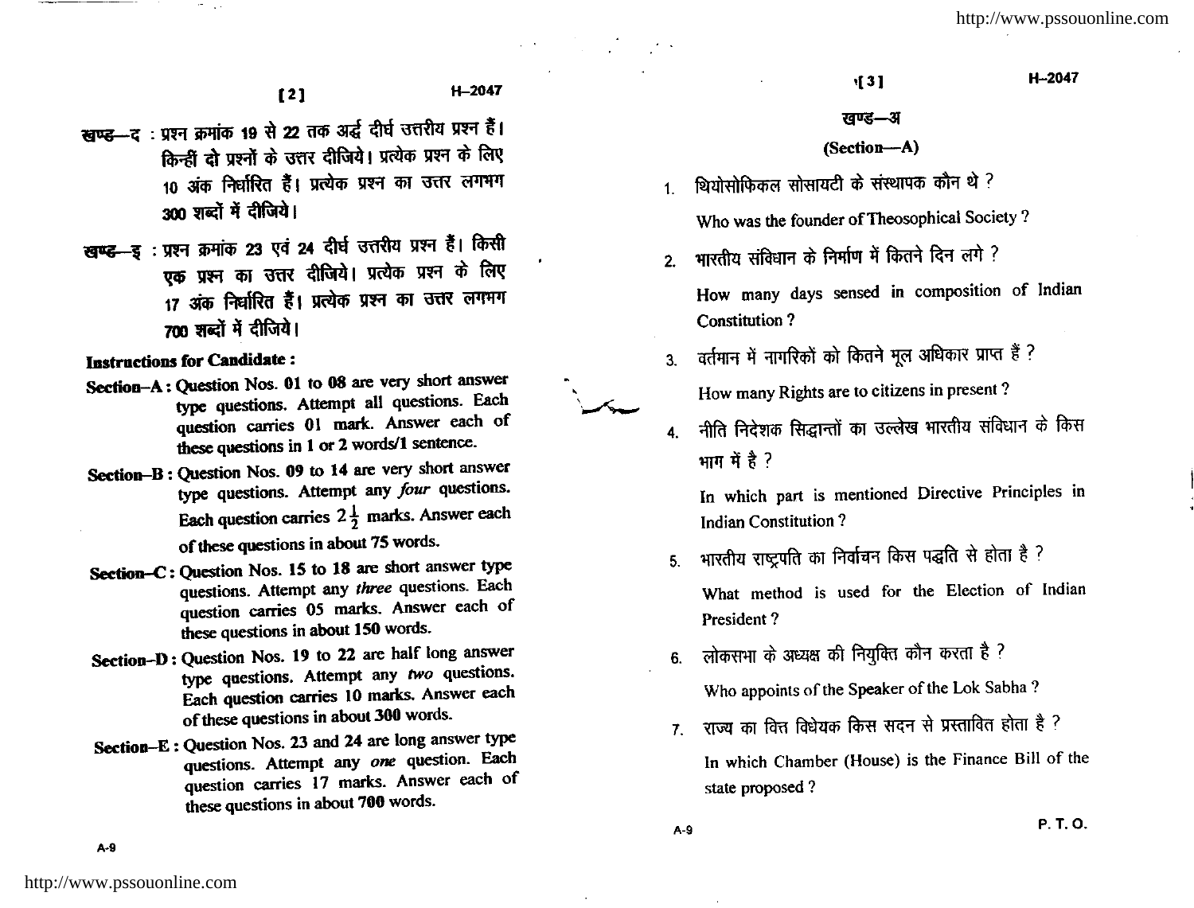**खण्ड—द** : प्रश्न क्रमांक 19 से 22 तक अर्द्ध दीर्घ उत्तरीय प्रश्न हैं। किन्हीं **दो** प्रश्नों के उत्तर दीजिये। प्रत्येक प्रश्न के लिए 10 अंक निर्धारित हैं। प्रत्येक प्रश्न का उत्तर लगभग 300 शब्दों में दीजिये।

**खण्ड—इ** : प्रश्न क्रमांक 23 एवं 24 दीर्घ उत्तरीय प्रश्न हैं। किसी एक प्रश्न का उत्तर दीजिये। प्रत्येक प्रश्न के लिए 17 अंक निर्धारित हैं। प्रत्येक प्रश्न का उत्तर लगभग 700 शब्दों में दीजिये।

**Instructions for Candidate :**

**Section–A :** Question Nos. 01 to 08 are very short answer type questions. Attempt all questions. Each question carries 01 mark. Answer each of these questions in 1 or 2 words/1 sentence.

**Section–B :** Question Nos. 09 to 14 are very short answer type questions. Attempt any *four* questions. Each question carries $2\frac{1}{2}$ marks. Answer each of these questions in about 75 words.

**Section–C :** Question Nos. 15 to 18 are short answer type questions. Attempt any *three* questions. Each question carries 05 marks. Answer each of these questions in about 150 words.

**Section–D :** Question Nos. 19 to 22 are half long answer type questions. Attempt any *two* questions. Each question carries 10 marks. Answer each of these questions in about 300 words.

**Section–E :** Question Nos. 23 and 24 are long answer type questions. Attempt any *one* question. Each question carries 17 marks. Answer each of these questions in about 700 words.

## खण्ड—अ

## (Section—A)

1. थियोसोफिकल सोसायटी के संस्थापक कौन थे ?

   Who was the founder of Theosophical Society ?

2. भारतीय संविधान के निर्माण में कितने दिन लगे ?

   How many days sensed in composition of Indian Constitution ?

3. वर्तमान में नागरिकों को कितने मूल अधिकार प्राप्त हैं ?

   How many Rights are to citizens in present ?

4. नीति निदेशक सिद्धान्तों का उल्लेख भारतीय संविधान के किस भाग में है ?

   In which part is mentioned Directive Principles in Indian Constitution ?

5. भारतीय राष्ट्रपति का निर्वाचन किस पद्धति से होता है ?

   What method is used for the Election of Indian President ?

6. लोकसभा के अध्यक्ष की नियुक्ति कौन करता है ?

   Who appoints of the Speaker of the Lok Sabha ?

7. राज्य का वित्त विधेयक किस सदन से प्रस्तावित होता है ?

   In which Chamber (House) is the Finance Bill of the state proposed ?

P. T. O.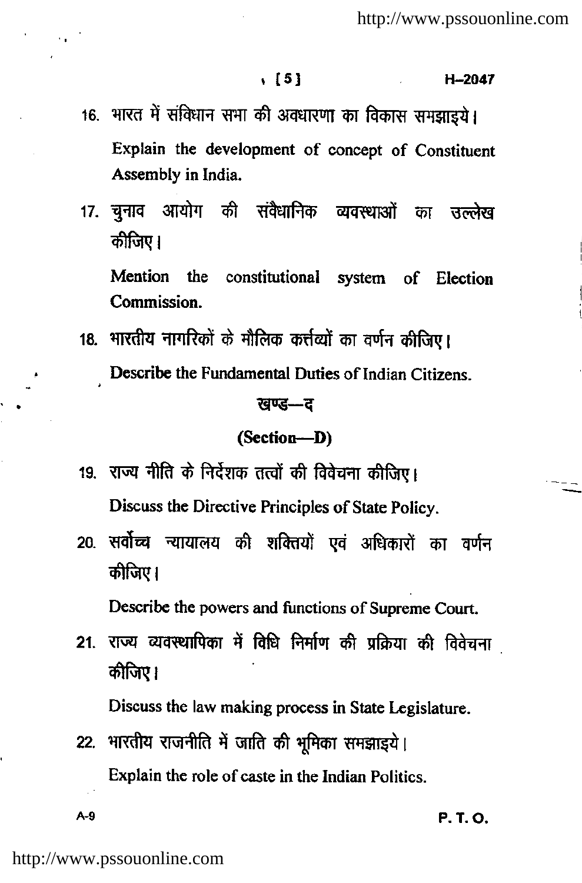16. भारत में संविधान सभा की अवधारणा का विकास समझाइये।

    Explain the development of concept of Constituent Assembly in India.

17. चुनाव आयोग की संवैधानिक व्यवस्थाओं का उल्लेख कीजिए।

    Mention the constitutional system of Election Commission.

18. भारतीय नागरिकों के मौलिक कर्त्तव्यों का वर्णन कीजिए।

    Describe the Fundamental Duties of Indian Citizens.

## खण्ड—द

## (Section—D)

19. राज्य नीति के निर्देशक तत्वों की विवेचना कीजिए।

    Discuss the Directive Principles of State Policy.

20. सर्वोच्च न्यायालय की शक्तियों एवं अधिकारों का वर्णन कीजिए।

    Describe the powers and functions of Supreme Court.

21. राज्य व्यवस्थापिका में विधि निर्माण की प्रक्रिया की विवेचना कीजिए।

    Discuss the law making process in State Legislature.

22. भारतीय राजनीति में जाति की भूमिका समझाइये।

    Explain the role of caste in the Indian Politics.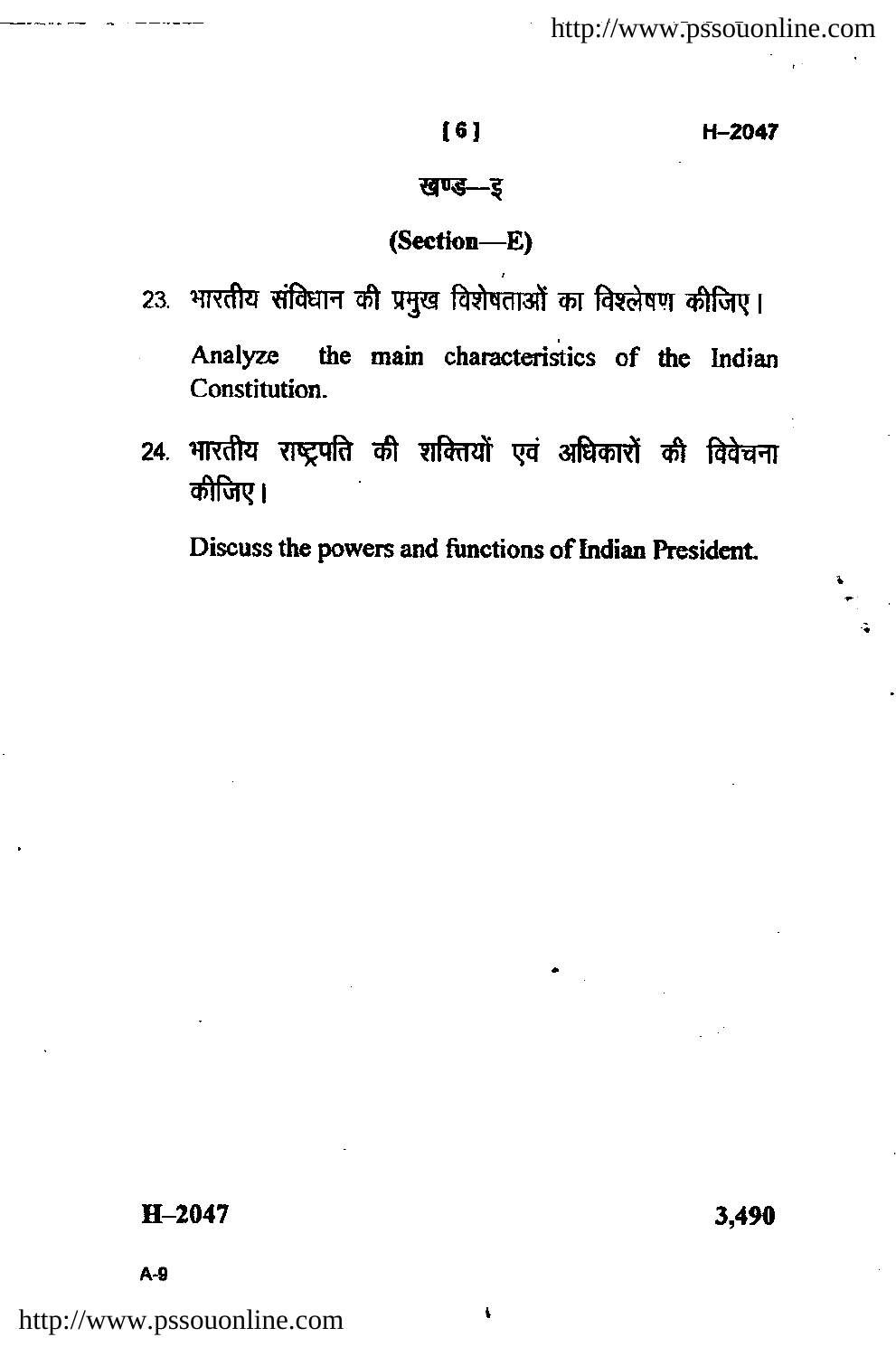## खण्ड—इ

## (Section—E)

23. भारतीय संविधान की प्रमुख विशेषताओं का विश्लेषण कीजिए।

    Analyze the main characteristics of the Indian Constitution.

24. भारतीय राष्ट्रपति की शक्तियों एवं अधिकारों की विवेचना कीजिए।

    Discuss the powers and functions of Indian President.

H–2047 3,490

A-9